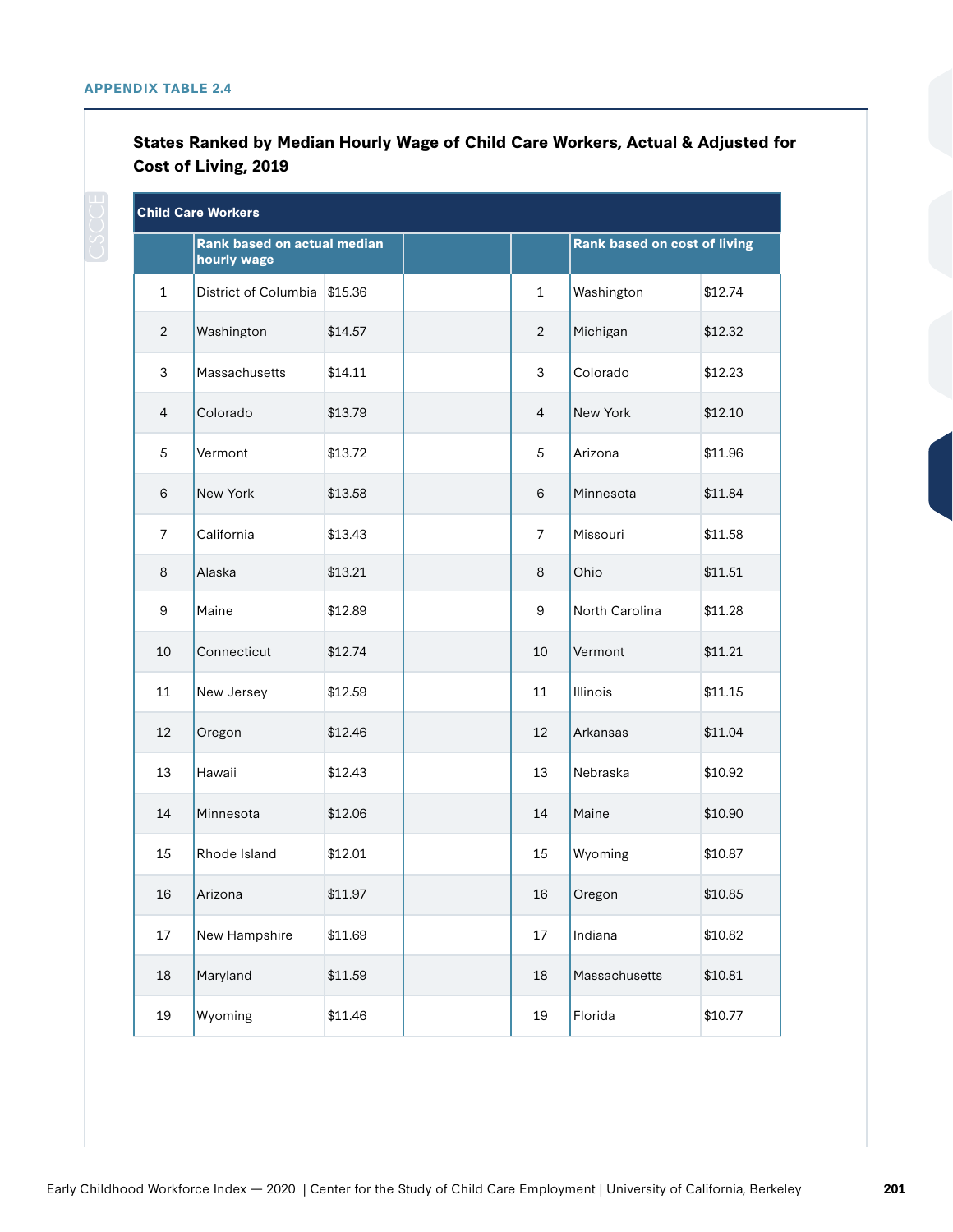APPENDIX TABLE 2.4

**States Ranked by Median Hourly Wage of Child Care Workers, Actual & Adjusted for Cost of Living, 2019**

| Child Care Workers | | | | | | |
|---|---|---|---|---|---|---|
| | Rank based on actual median hourly wage | | | | Rank based on cost of living | |
| 1 | District of Columbia | $15.36 | | 1 | Washington | $12.74 |
| 2 | Washington | $14.57 | | 2 | Michigan | $12.32 |
| 3 | Massachusetts | $14.11 | | 3 | Colorado | $12.23 |
| 4 | Colorado | $13.79 | | 4 | New York | $12.10 |
| 5 | Vermont | $13.72 | | 5 | Arizona | $11.96 |
| 6 | New York | $13.58 | | 6 | Minnesota | $11.84 |
| 7 | California | $13.43 | | 7 | Missouri | $11.58 |
| 8 | Alaska | $13.21 | | 8 | Ohio | $11.51 |
| 9 | Maine | $12.89 | | 9 | North Carolina | $11.28 |
| 10 | Connecticut | $12.74 | | 10 | Vermont | $11.21 |
| 11 | New Jersey | $12.59 | | 11 | Illinois | $11.15 |
| 12 | Oregon | $12.46 | | 12 | Arkansas | $11.04 |
| 13 | Hawaii | $12.43 | | 13 | Nebraska | $10.92 |
| 14 | Minnesota | $12.06 | | 14 | Maine | $10.90 |
| 15 | Rhode Island | $12.01 | | 15 | Wyoming | $10.87 |
| 16 | Arizona | $11.97 | | 16 | Oregon | $10.85 |
| 17 | New Hampshire | $11.69 | | 17 | Indiana | $10.82 |
| 18 | Maryland | $11.59 | | 18 | Massachusetts | $10.81 |
| 19 | Wyoming | $11.46 | | 19 | Florida | $10.77 |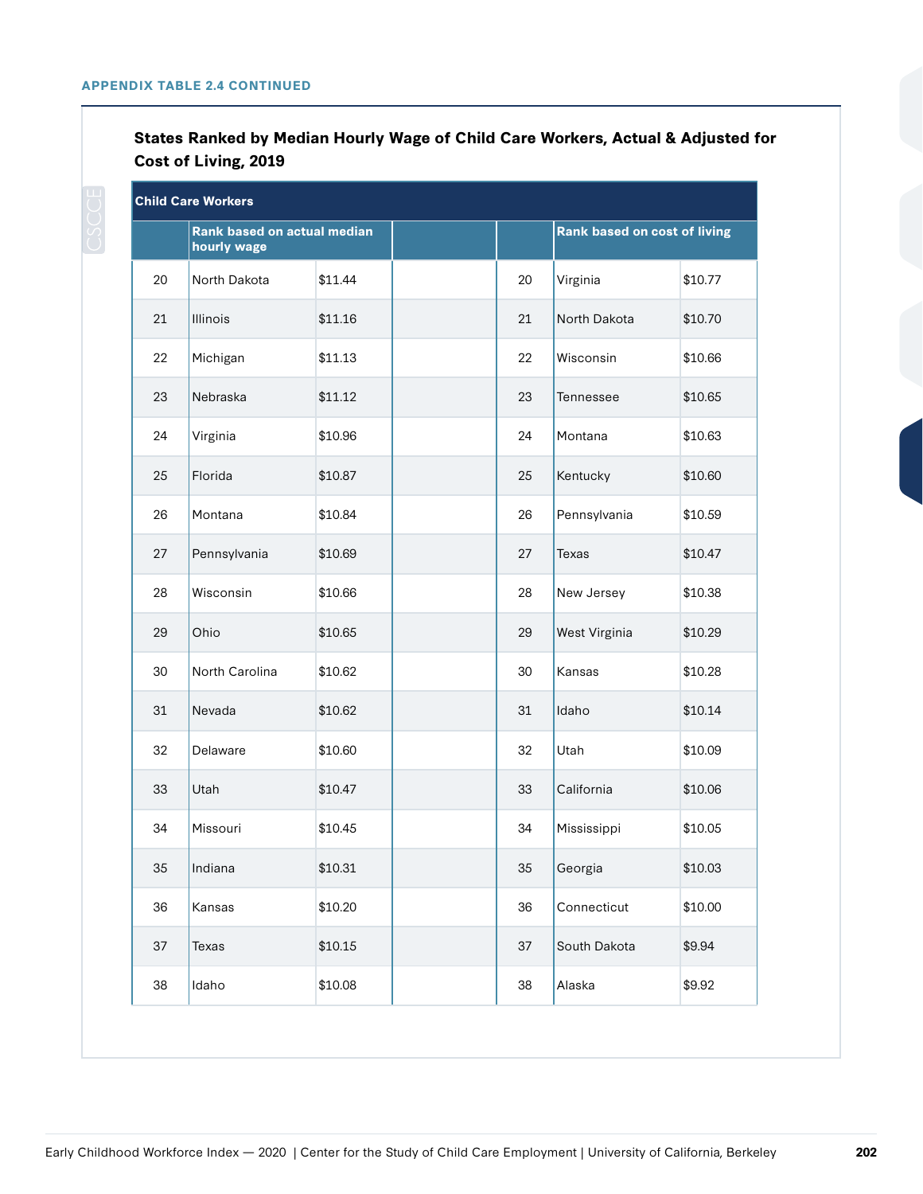APPENDIX TABLE 2.4 CONTINUED

### States Ranked by Median Hourly Wage of Child Care Workers, Actual & Adjusted for Cost of Living, 2019

| Child Care Workers | | | | | | |
|---|---|---|---|---|---|---|
| | Rank based on actual median hourly wage | | | | Rank based on cost of living | |
| 20 | North Dakota | $11.44 | | 20 | Virginia | $10.77 |
| 21 | Illinois | $11.16 | | 21 | North Dakota | $10.70 |
| 22 | Michigan | $11.13 | | 22 | Wisconsin | $10.66 |
| 23 | Nebraska | $11.12 | | 23 | Tennessee | $10.65 |
| 24 | Virginia | $10.96 | | 24 | Montana | $10.63 |
| 25 | Florida | $10.87 | | 25 | Kentucky | $10.60 |
| 26 | Montana | $10.84 | | 26 | Pennsylvania | $10.59 |
| 27 | Pennsylvania | $10.69 | | 27 | Texas | $10.47 |
| 28 | Wisconsin | $10.66 | | 28 | New Jersey | $10.38 |
| 29 | Ohio | $10.65 | | 29 | West Virginia | $10.29 |
| 30 | North Carolina | $10.62 | | 30 | Kansas | $10.28 |
| 31 | Nevada | $10.62 | | 31 | Idaho | $10.14 |
| 32 | Delaware | $10.60 | | 32 | Utah | $10.09 |
| 33 | Utah | $10.47 | | 33 | California | $10.06 |
| 34 | Missouri | $10.45 | | 34 | Mississippi | $10.05 |
| 35 | Indiana | $10.31 | | 35 | Georgia | $10.03 |
| 36 | Kansas | $10.20 | | 36 | Connecticut | $10.00 |
| 37 | Texas | $10.15 | | 37 | South Dakota | $9.94 |
| 38 | Idaho | $10.08 | | 38 | Alaska | $9.92 |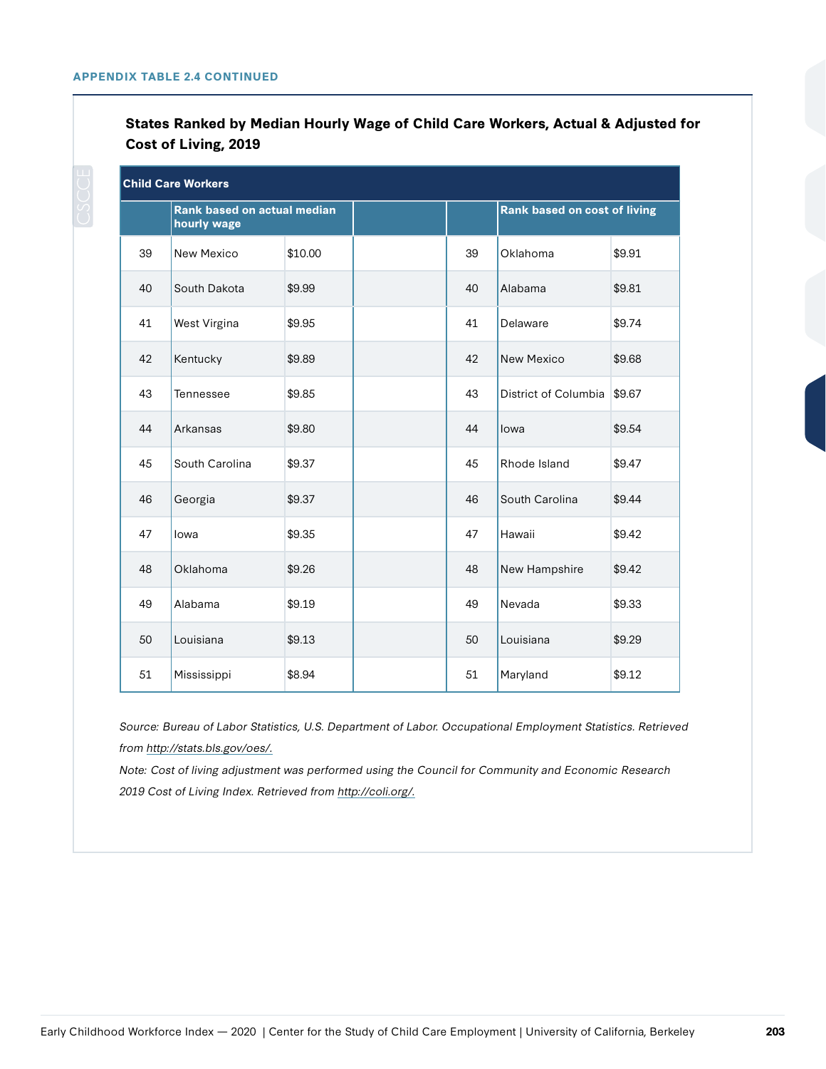APPENDIX TABLE 2.4 CONTINUED

**States Ranked by Median Hourly Wage of Child Care Workers, Actual & Adjusted for Cost of Living, 2019**

| Child Care Workers | | | | | | |
|---|---|---|---|---|---|---|
| | Rank based on actual median hourly wage | | | | Rank based on cost of living | |
| 39 | New Mexico | $10.00 | | 39 | Oklahoma | $9.91 |
| 40 | South Dakota | $9.99 | | 40 | Alabama | $9.81 |
| 41 | West Virgina | $9.95 | | 41 | Delaware | $9.74 |
| 42 | Kentucky | $9.89 | | 42 | New Mexico | $9.68 |
| 43 | Tennessee | $9.85 | | 43 | District of Columbia | $9.67 |
| 44 | Arkansas | $9.80 | | 44 | Iowa | $9.54 |
| 45 | South Carolina | $9.37 | | 45 | Rhode Island | $9.47 |
| 46 | Georgia | $9.37 | | 46 | South Carolina | $9.44 |
| 47 | Iowa | $9.35 | | 47 | Hawaii | $9.42 |
| 48 | Oklahoma | $9.26 | | 48 | New Hampshire | $9.42 |
| 49 | Alabama | $9.19 | | 49 | Nevada | $9.33 |
| 50 | Louisiana | $9.13 | | 50 | Louisiana | $9.29 |
| 51 | Mississippi | $8.94 | | 51 | Maryland | $9.12 |

*Source: Bureau of Labor Statistics, U.S. Department of Labor. Occupational Employment Statistics. Retrieved from http://stats.bls.gov/oes/.*

*Note: Cost of living adjustment was performed using the Council for Community and Economic Research 2019 Cost of Living Index. Retrieved from http://coli.org/.*